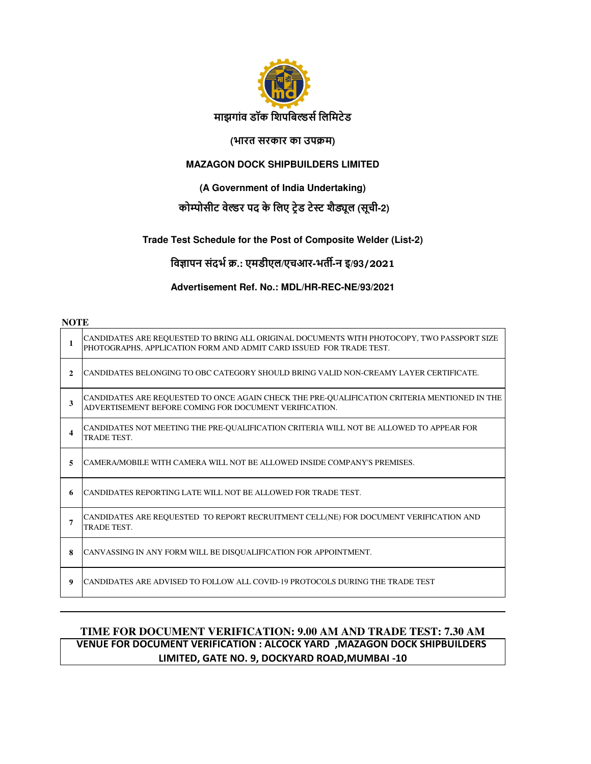# माझगांव डॉक शिपबिल्डर्स लिमिटेड

**(भारत सरकार का उपक्रम)**

**MAZAGON DOCK SHIPBUILDERS LIMITED**

**(A Government of India Undertaking)**

## कोम्पोसीट वेल्डर पद के लिए ट्रेड टेस्ट शैड्यूल (सूची-2)

## Trade Test Schedule for the Post of Composite Welder (List-2)

**विज्ञापन संदर्भ क्र.: एमडीएल/एचआर-भर्ती-न इ/93/2021**

**Advertisement Ref. No.: MDL/HR-REC-NE/93/2021**

**NOTE**

| | |
|---|---|
| **1** | CANDIDATES ARE REQUESTED TO BRING ALL ORIGINAL DOCUMENTS WITH PHOTOCOPY, TWO PASSPORT SIZE PHOTOGRAPHS, APPLICATION FORM AND ADMIT CARD ISSUED FOR TRADE TEST. |
| **2** | CANDIDATES BELONGING TO OBC CATEGORY SHOULD BRING VALID NON-CREAMY LAYER CERTIFICATE. |
| **3** | CANDIDATES ARE REQUESTED TO ONCE AGAIN CHECK THE PRE-QUALIFICATION CRITERIA MENTIONED IN THE ADVERTISEMENT BEFORE COMING FOR DOCUMENT VERIFICATION. |
| **4** | CANDIDATES NOT MEETING THE PRE-QUALIFICATION CRITERIA WILL NOT BE ALLOWED TO APPEAR FOR TRADE TEST. |
| **5** | CAMERA/MOBILE WITH CAMERA WILL NOT BE ALLOWED INSIDE COMPANY'S PREMISES. |
| **6** | CANDIDATES REPORTING LATE WILL NOT BE ALLOWED FOR TRADE TEST. |
| **7** | CANDIDATES ARE REQUESTED TO REPORT RECRUITMENT CELL(NE) FOR DOCUMENT VERIFICATION AND TRADE TEST. |
| **8** | CANVASSING IN ANY FORM WILL BE DISQUALIFICATION FOR APPOINTMENT. |
| **9** | CANDIDATES ARE ADVISED TO FOLLOW ALL COVID-19 PROTOCOLS DURING THE TRADE TEST |

**TIME FOR DOCUMENT VERIFICATION: 9.00 AM AND TRADE TEST: 7.30 AM**

**VENUE FOR DOCUMENT VERIFICATION : ALCOCK YARD ,MAZAGON DOCK SHIPBUILDERS LIMITED, GATE NO. 9, DOCKYARD ROAD,MUMBAI -10**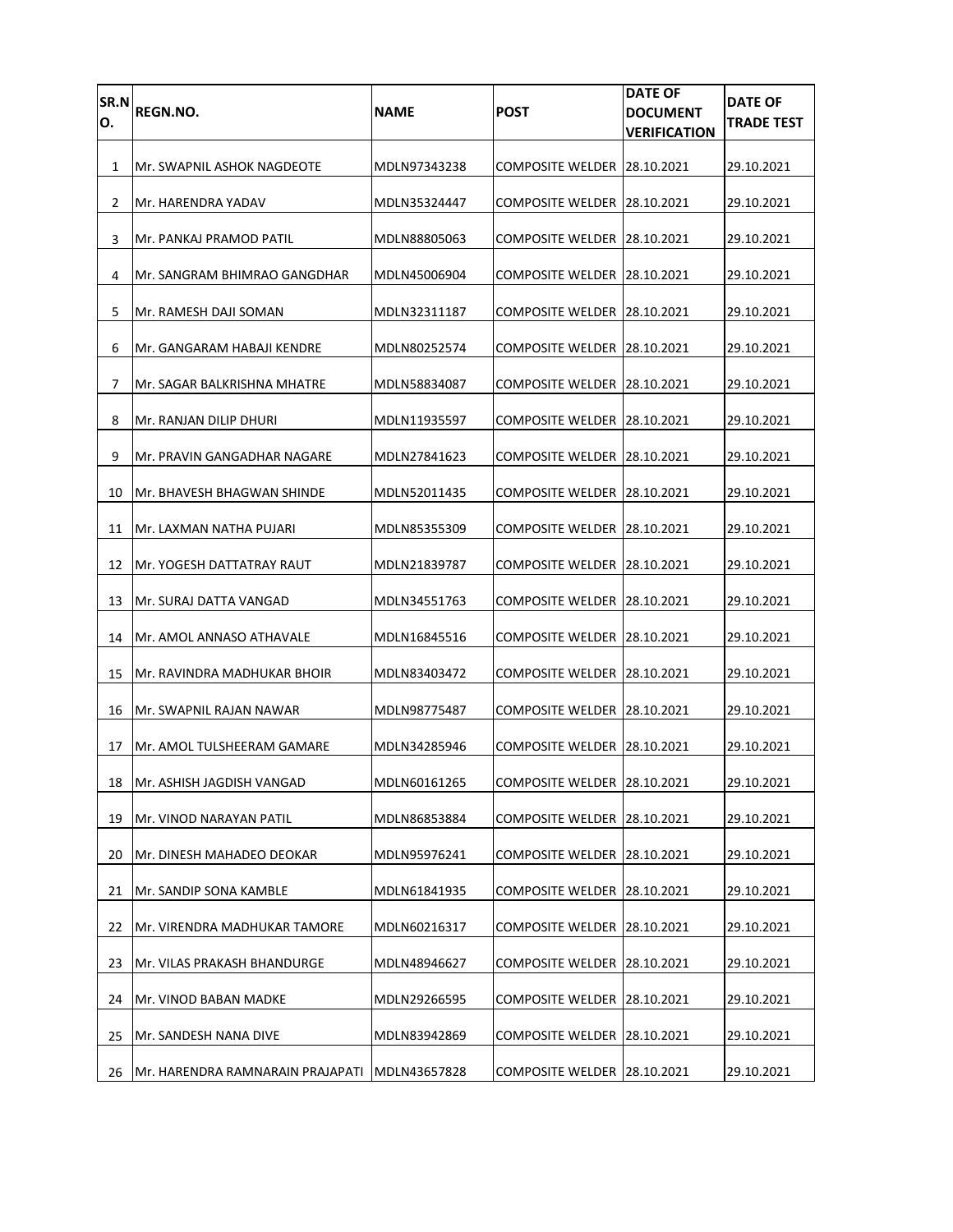| SR.NO. | REGN.NO. | NAME | POST | DATE OF DOCUMENT VERIFICATION | DATE OF TRADE TEST |
|---|---|---|---|---|---|
| 1 | Mr. SWAPNIL ASHOK NAGDEOTE | MDLN97343238 | COMPOSITE WELDER | 28.10.2021 | 29.10.2021 |
| 2 | Mr. HARENDRA YADAV | MDLN35324447 | COMPOSITE WELDER | 28.10.2021 | 29.10.2021 |
| 3 | Mr. PANKAJ PRAMOD PATIL | MDLN88805063 | COMPOSITE WELDER | 28.10.2021 | 29.10.2021 |
| 4 | Mr. SANGRAM BHIMRAO GANGDHAR | MDLN45006904 | COMPOSITE WELDER | 28.10.2021 | 29.10.2021 |
| 5 | Mr. RAMESH DAJI SOMAN | MDLN32311187 | COMPOSITE WELDER | 28.10.2021 | 29.10.2021 |
| 6 | Mr. GANGARAM HABAJI KENDRE | MDLN80252574 | COMPOSITE WELDER | 28.10.2021 | 29.10.2021 |
| 7 | Mr. SAGAR BALKRISHNA MHATRE | MDLN58834087 | COMPOSITE WELDER | 28.10.2021 | 29.10.2021 |
| 8 | Mr. RANJAN DILIP DHURI | MDLN11935597 | COMPOSITE WELDER | 28.10.2021 | 29.10.2021 |
| 9 | Mr. PRAVIN GANGADHAR NAGARE | MDLN27841623 | COMPOSITE WELDER | 28.10.2021 | 29.10.2021 |
| 10 | Mr. BHAVESH BHAGWAN SHINDE | MDLN52011435 | COMPOSITE WELDER | 28.10.2021 | 29.10.2021 |
| 11 | Mr. LAXMAN NATHA PUJARI | MDLN85355309 | COMPOSITE WELDER | 28.10.2021 | 29.10.2021 |
| 12 | Mr. YOGESH DATTATRAY RAUT | MDLN21839787 | COMPOSITE WELDER | 28.10.2021 | 29.10.2021 |
| 13 | Mr. SURAJ DATTA VANGAD | MDLN34551763 | COMPOSITE WELDER | 28.10.2021 | 29.10.2021 |
| 14 | Mr. AMOL ANNASO ATHAVALE | MDLN16845516 | COMPOSITE WELDER | 28.10.2021 | 29.10.2021 |
| 15 | Mr. RAVINDRA MADHUKAR BHOIR | MDLN83403472 | COMPOSITE WELDER | 28.10.2021 | 29.10.2021 |
| 16 | Mr. SWAPNIL RAJAN NAWAR | MDLN98775487 | COMPOSITE WELDER | 28.10.2021 | 29.10.2021 |
| 17 | Mr. AMOL TULSHEERAM GAMARE | MDLN34285946 | COMPOSITE WELDER | 28.10.2021 | 29.10.2021 |
| 18 | Mr. ASHISH JAGDISH VANGAD | MDLN60161265 | COMPOSITE WELDER | 28.10.2021 | 29.10.2021 |
| 19 | Mr. VINOD NARAYAN PATIL | MDLN86853884 | COMPOSITE WELDER | 28.10.2021 | 29.10.2021 |
| 20 | Mr. DINESH MAHADEO DEOKAR | MDLN95976241 | COMPOSITE WELDER | 28.10.2021 | 29.10.2021 |
| 21 | Mr. SANDIP SONA KAMBLE | MDLN61841935 | COMPOSITE WELDER | 28.10.2021 | 29.10.2021 |
| 22 | Mr. VIRENDRA MADHUKAR TAMORE | MDLN60216317 | COMPOSITE WELDER | 28.10.2021 | 29.10.2021 |
| 23 | Mr. VILAS PRAKASH BHANDURGE | MDLN48946627 | COMPOSITE WELDER | 28.10.2021 | 29.10.2021 |
| 24 | Mr. VINOD BABAN MADKE | MDLN29266595 | COMPOSITE WELDER | 28.10.2021 | 29.10.2021 |
| 25 | Mr. SANDESH NANA DIVE | MDLN83942869 | COMPOSITE WELDER | 28.10.2021 | 29.10.2021 |
| 26 | Mr. HARENDRA RAMNARAIN PRAJAPATI | MDLN43657828 | COMPOSITE WELDER | 28.10.2021 | 29.10.2021 |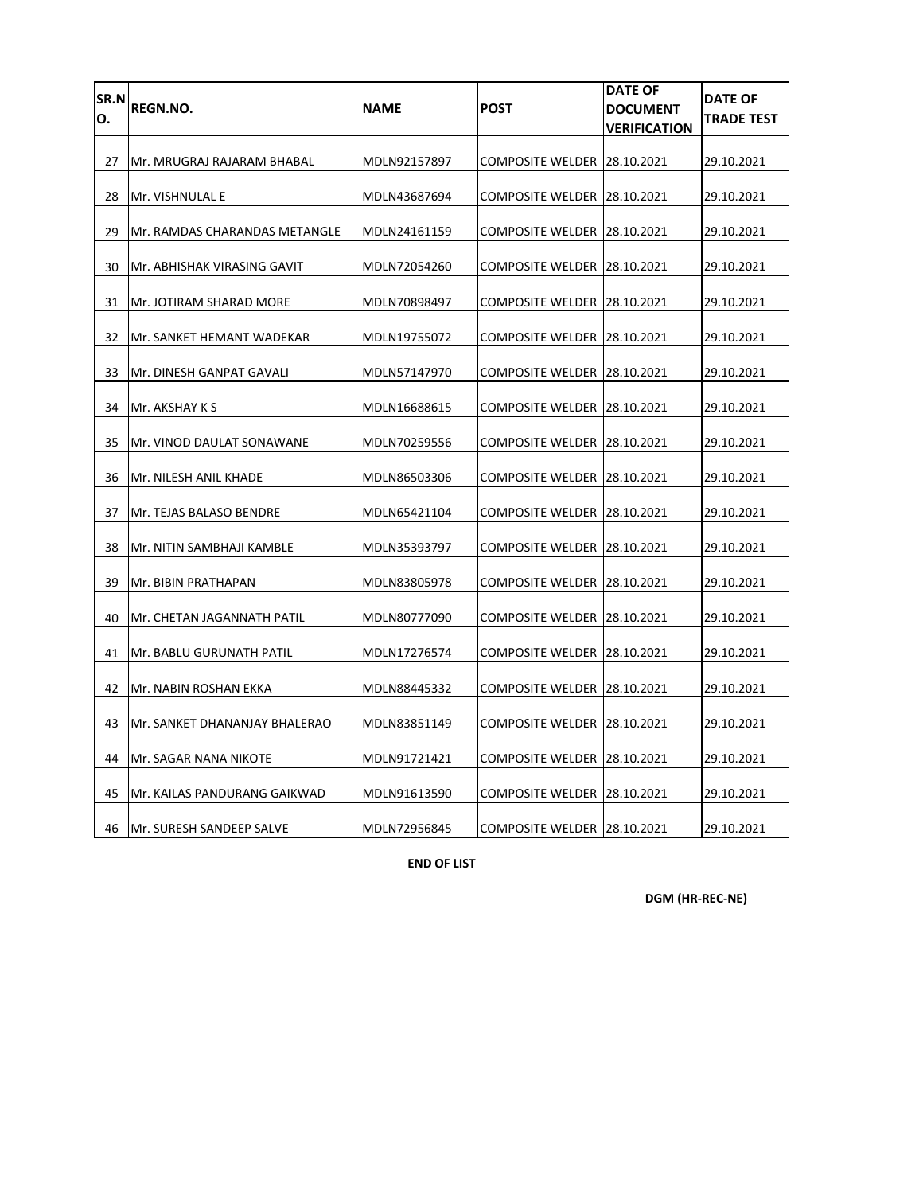| SR.NO. | REGN.NO. | NAME | POST | DATE OF DOCUMENT VERIFICATION | DATE OF TRADE TEST |
|---|---|---|---|---|---|
| 27 | Mr. MRUGRAJ RAJARAM BHABAL | MDLN92157897 | COMPOSITE WELDER | 28.10.2021 | 29.10.2021 |
| 28 | Mr. VISHNULAL E | MDLN43687694 | COMPOSITE WELDER | 28.10.2021 | 29.10.2021 |
| 29 | Mr. RAMDAS CHARANDAS METANGLE | MDLN24161159 | COMPOSITE WELDER | 28.10.2021 | 29.10.2021 |
| 30 | Mr. ABHISHAK VIRASING GAVIT | MDLN72054260 | COMPOSITE WELDER | 28.10.2021 | 29.10.2021 |
| 31 | Mr. JOTIRAM SHARAD MORE | MDLN70898497 | COMPOSITE WELDER | 28.10.2021 | 29.10.2021 |
| 32 | Mr. SANKET HEMANT WADEKAR | MDLN19755072 | COMPOSITE WELDER | 28.10.2021 | 29.10.2021 |
| 33 | Mr. DINESH GANPAT GAVALI | MDLN57147970 | COMPOSITE WELDER | 28.10.2021 | 29.10.2021 |
| 34 | Mr. AKSHAY K S | MDLN16688615 | COMPOSITE WELDER | 28.10.2021 | 29.10.2021 |
| 35 | Mr. VINOD DAULAT SONAWANE | MDLN70259556 | COMPOSITE WELDER | 28.10.2021 | 29.10.2021 |
| 36 | Mr. NILESH ANIL KHADE | MDLN86503306 | COMPOSITE WELDER | 28.10.2021 | 29.10.2021 |
| 37 | Mr. TEJAS BALASO BENDRE | MDLN65421104 | COMPOSITE WELDER | 28.10.2021 | 29.10.2021 |
| 38 | Mr. NITIN SAMBHAJI KAMBLE | MDLN35393797 | COMPOSITE WELDER | 28.10.2021 | 29.10.2021 |
| 39 | Mr. BIBIN PRATHAPAN | MDLN83805978 | COMPOSITE WELDER | 28.10.2021 | 29.10.2021 |
| 40 | Mr. CHETAN JAGANNATH PATIL | MDLN80777090 | COMPOSITE WELDER | 28.10.2021 | 29.10.2021 |
| 41 | Mr. BABLU GURUNATH PATIL | MDLN17276574 | COMPOSITE WELDER | 28.10.2021 | 29.10.2021 |
| 42 | Mr. NABIN ROSHAN EKKA | MDLN88445332 | COMPOSITE WELDER | 28.10.2021 | 29.10.2021 |
| 43 | Mr. SANKET DHANANJAY BHALERAO | MDLN83851149 | COMPOSITE WELDER | 28.10.2021 | 29.10.2021 |
| 44 | Mr. SAGAR NANA NIKOTE | MDLN91721421 | COMPOSITE WELDER | 28.10.2021 | 29.10.2021 |
| 45 | Mr. KAILAS PANDURANG GAIKWAD | MDLN91613590 | COMPOSITE WELDER | 28.10.2021 | 29.10.2021 |
| 46 | Mr. SURESH SANDEEP SALVE | MDLN72956845 | COMPOSITE WELDER | 28.10.2021 | 29.10.2021 |

**END OF LIST**

**DGM (HR-REC-NE)**